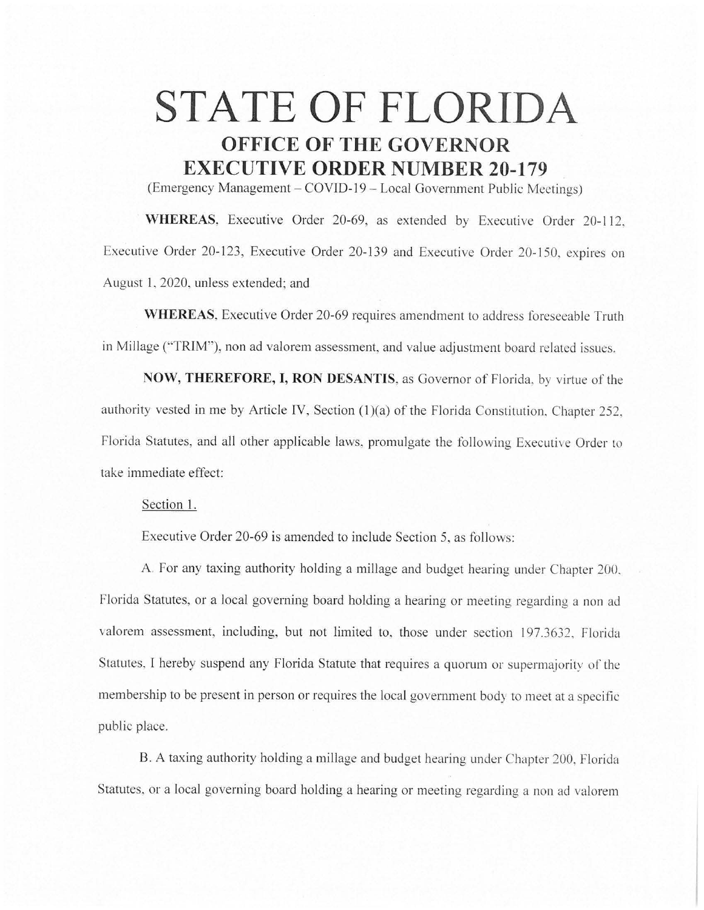# STATE OF FLORIDA

## OFFICE OF THE GOVERNOR

## EXECUTIVE ORDER NUMBER 20-179

(Emergency Management – COVID-19 – Local Government Public Meetings)

**WHEREAS**, Executive Order 20-69, as extended by Executive Order 20-112, Executive Order 20-123, Executive Order 20-139 and Executive Order 20-150, expires on August 1, 2020, unless extended; and

**WHEREAS**, Executive Order 20-69 requires amendment to address foreseeable Truth in Millage ("TRIM"), non ad valorem assessment, and value adjustment board related issues.

**NOW, THEREFORE, I, RON DESANTIS**, as Governor of Florida, by virtue of the authority vested in me by Article IV, Section (1)(a) of the Florida Constitution, Chapter 252, Florida Statutes, and all other applicable laws, promulgate the following Executive Order to take immediate effect:

Section 1.

Executive Order 20-69 is amended to include Section 5, as follows:

A. For any taxing authority holding a millage and budget hearing under Chapter 200, Florida Statutes, or a local governing board holding a hearing or meeting regarding a non ad valorem assessment, including, but not limited to, those under section 197.3632, Florida Statutes, I hereby suspend any Florida Statute that requires a quorum or supermajority of the membership to be present in person or requires the local government body to meet at a specific public place.

B. A taxing authority holding a millage and budget hearing under Chapter 200, Florida Statutes, or a local governing board holding a hearing or meeting regarding a non ad valorem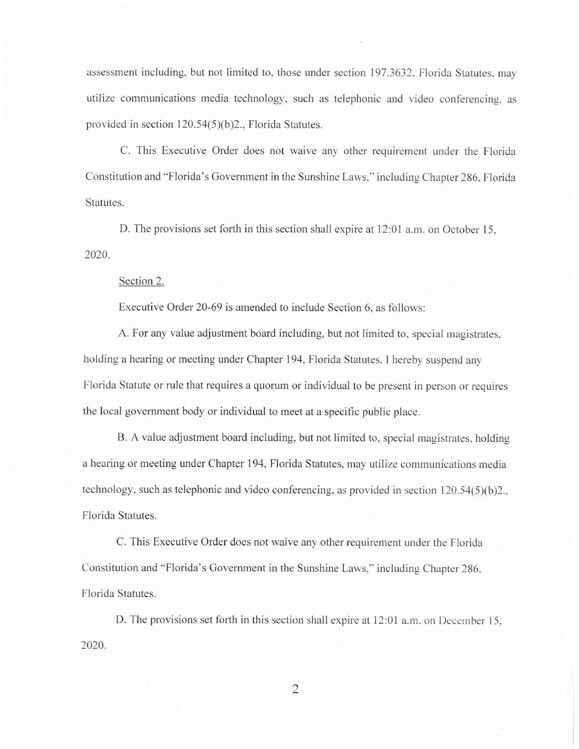assessment including, but not limited to, those under section 197.3632, Florida Statutes, may utilize communications media technology, such as telephonic and video conferencing, as provided in section 120.54(5)(b)2., Florida Statutes.

C. This Executive Order does not waive any other requirement under the Florida Constitution and "Florida's Government in the Sunshine Laws," including Chapter 286, Florida Statutes.

D. The provisions set forth in this section shall expire at 12:01 a.m. on October 15, 2020.

Section 2.

Executive Order 20-69 is amended to include Section 6, as follows:

A. For any value adjustment board including, but not limited to, special magistrates, holding a hearing or meeting under Chapter 194, Florida Statutes, I hereby suspend any Florida Statute or rule that requires a quorum or individual to be present in person or requires the local government body or individual to meet at a specific public place.

B. A value adjustment board including, but not limited to, special magistrates, holding a hearing or meeting under Chapter 194, Florida Statutes, may utilize communications media technology, such as telephonic and video conferencing, as provided in section 120.54(5)(b)2., Florida Statutes.

C. This Executive Order does not waive any other requirement under the Florida Constitution and "Florida's Government in the Sunshine Laws," including Chapter 286, Florida Statutes.

D. The provisions set forth in this section shall expire at 12:01 a.m. on December 15, 2020.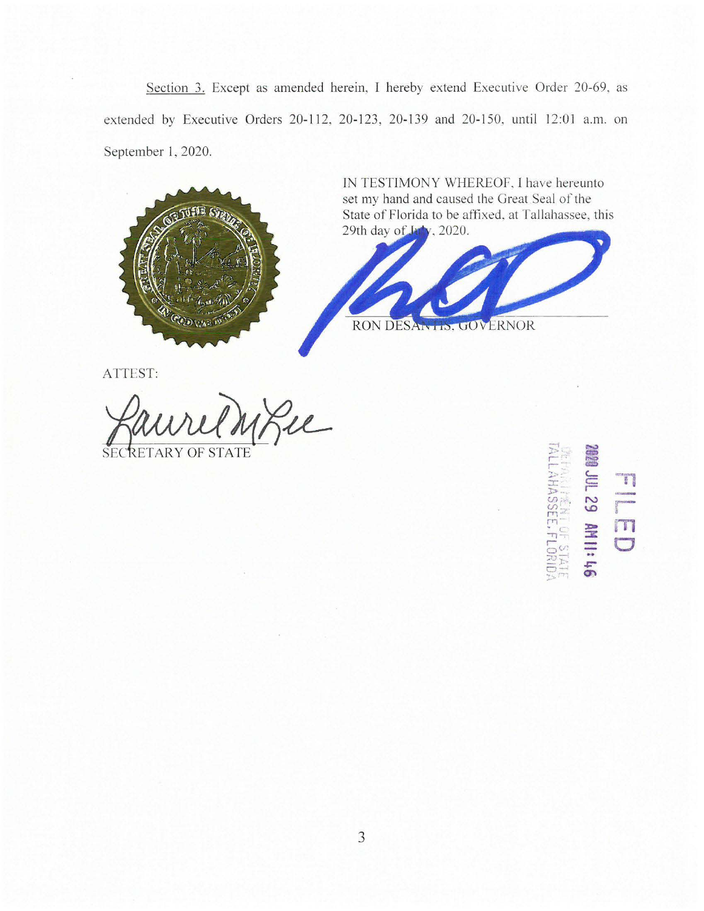Section 3. Except as amended herein, I hereby extend Executive Order 20-69, as extended by Executive Orders 20-112, 20-123, 20-139 and 20-150, until 12:01 a.m. on September 1, 2020.

IN TESTIMONY WHEREOF, I have hereunto set my hand and caused the Great Seal of the State of Florida to be affixed, at Tallahassee, this 29th day of July, 2020.

RON DESANTIS, GOVERNOR

ATTEST:

SECRETARY OF STATE

FILED

2020 JUL 29 AM 11:46

DEPARTMENT OF STATE
TALLAHASSEE, FLORIDA